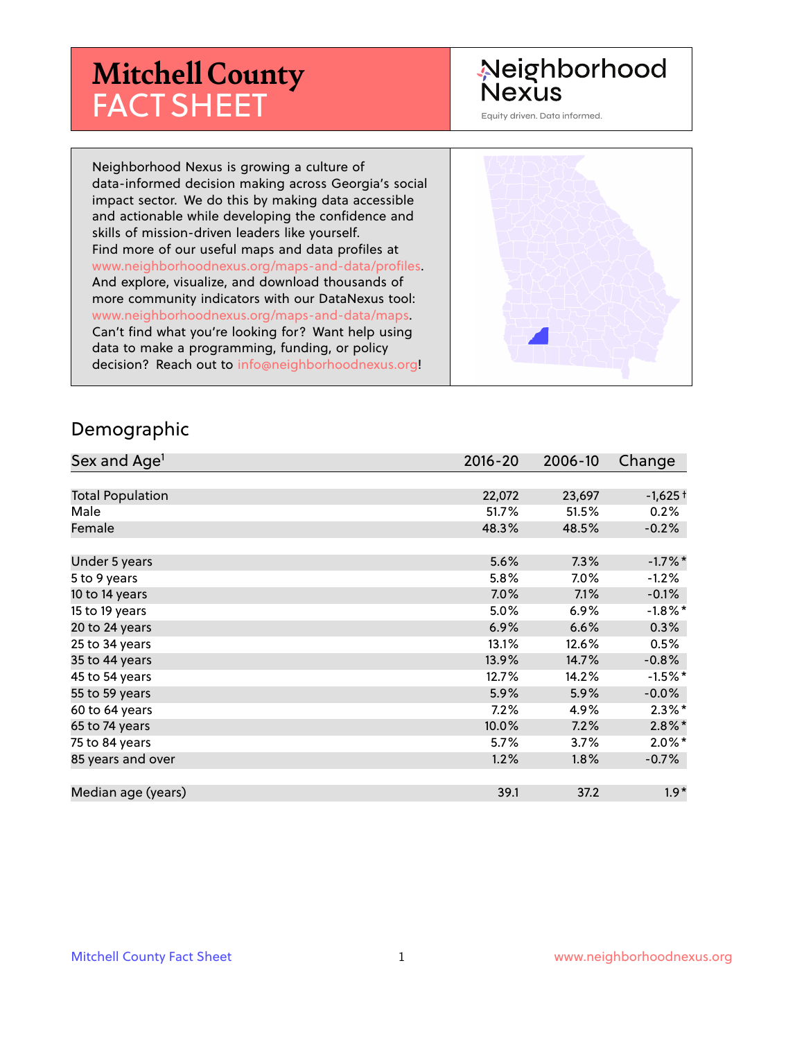# Mitchell County FACT SHEET

Neighborhood Nexus

Equity driven. Data informed.

Neighborhood Nexus is growing a culture of data-informed decision making across Georgia's social impact sector. We do this by making data accessible and actionable while developing the confidence and skills of mission-driven leaders like yourself. Find more of our useful maps and data profiles at www.neighborhoodnexus.org/maps-and-data/profiles. And explore, visualize, and download thousands of more community indicators with our DataNexus tool: www.neighborhoodnexus.org/maps-and-data/maps. Can't find what you're looking for? Want help using data to make a programming, funding, or policy decision? Reach out to info@neighborhoodnexus.org!

## Demographic

| Sex and Age[1] | 2016-20 | 2006-10 | Change |
|---|---|---|---|
| Total Population | 22,072 | 23,697 | -1,625 † |
| Male | 51.7% | 51.5% | 0.2% |
| Female | 48.3% | 48.5% | -0.2% |
| | | | |
| Under 5 years | 5.6% | 7.3% | -1.7% * |
| 5 to 9 years | 5.8% | 7.0% | -1.2% |
| 10 to 14 years | 7.0% | 7.1% | -0.1% |
| 15 to 19 years | 5.0% | 6.9% | -1.8% * |
| 20 to 24 years | 6.9% | 6.6% | 0.3% |
| 25 to 34 years | 13.1% | 12.6% | 0.5% |
| 35 to 44 years | 13.9% | 14.7% | -0.8% |
| 45 to 54 years | 12.7% | 14.2% | -1.5% * |
| 55 to 59 years | 5.9% | 5.9% | -0.0% |
| 60 to 64 years | 7.2% | 4.9% | 2.3% * |
| 65 to 74 years | 10.0% | 7.2% | 2.8% * |
| 75 to 84 years | 5.7% | 3.7% | 2.0% * |
| 85 years and over | 1.2% | 1.8% | -0.7% |
| | | | |
| Median age (years) | 39.1 | 37.2 | 1.9 * |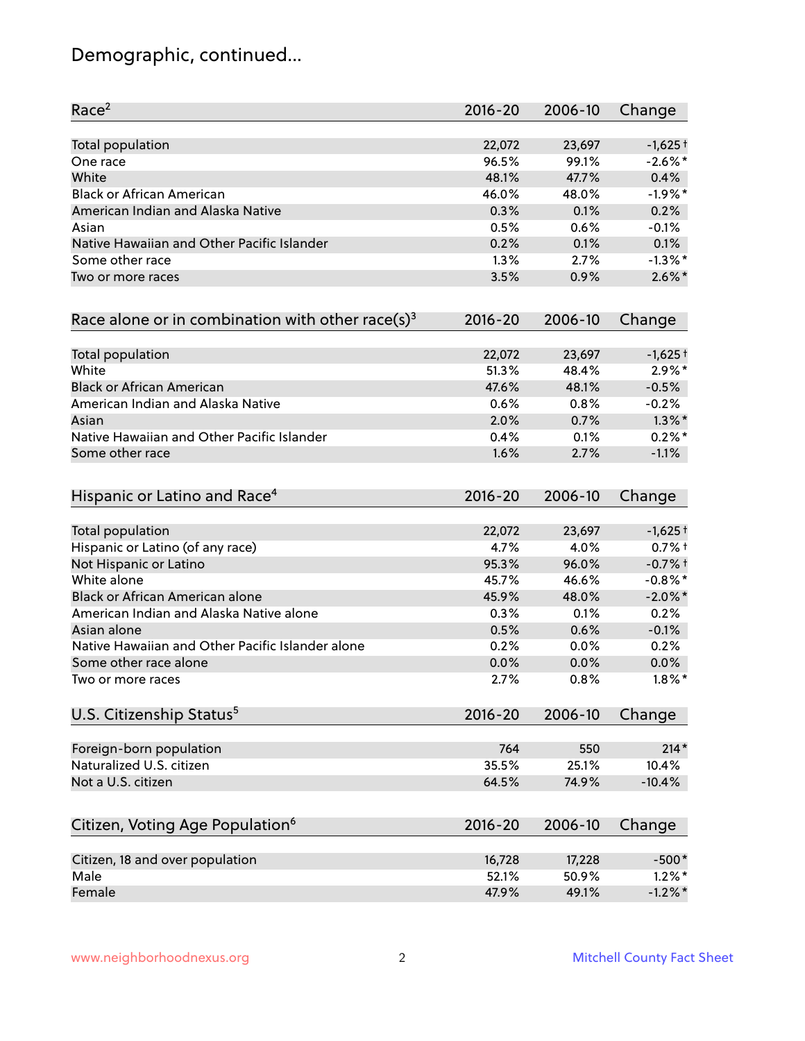# Demographic, continued...

| Race[2] | 2016-20 | 2006-10 | Change |
|---|---|---|---|
| Total population | 22,072 | 23,697 | -1,625† |
| One race | 96.5% | 99.1% | -2.6%* |
| White | 48.1% | 47.7% | 0.4% |
| Black or African American | 46.0% | 48.0% | -1.9%* |
| American Indian and Alaska Native | 0.3% | 0.1% | 0.2% |
| Asian | 0.5% | 0.6% | -0.1% |
| Native Hawaiian and Other Pacific Islander | 0.2% | 0.1% | 0.1% |
| Some other race | 1.3% | 2.7% | -1.3%* |
| Two or more races | 3.5% | 0.9% | 2.6%* |

| Race alone or in combination with other race(s)[3] | 2016-20 | 2006-10 | Change |
|---|---|---|---|
| Total population | 22,072 | 23,697 | -1,625† |
| White | 51.3% | 48.4% | 2.9%* |
| Black or African American | 47.6% | 48.1% | -0.5% |
| American Indian and Alaska Native | 0.6% | 0.8% | -0.2% |
| Asian | 2.0% | 0.7% | 1.3%* |
| Native Hawaiian and Other Pacific Islander | 0.4% | 0.1% | 0.2%* |
| Some other race | 1.6% | 2.7% | -1.1% |

| Hispanic or Latino and Race[4] | 2016-20 | 2006-10 | Change |
|---|---|---|---|
| Total population | 22,072 | 23,697 | -1,625† |
| Hispanic or Latino (of any race) | 4.7% | 4.0% | 0.7%† |
| Not Hispanic or Latino | 95.3% | 96.0% | -0.7%† |
| White alone | 45.7% | 46.6% | -0.8%* |
| Black or African American alone | 45.9% | 48.0% | -2.0%* |
| American Indian and Alaska Native alone | 0.3% | 0.1% | 0.2% |
| Asian alone | 0.5% | 0.6% | -0.1% |
| Native Hawaiian and Other Pacific Islander alone | 0.2% | 0.0% | 0.2% |
| Some other race alone | 0.0% | 0.0% | 0.0% |
| Two or more races | 2.7% | 0.8% | 1.8%* |

| U.S. Citizenship Status[5] | 2016-20 | 2006-10 | Change |
|---|---|---|---|
| Foreign-born population | 764 | 550 | 214* |
| Naturalized U.S. citizen | 35.5% | 25.1% | 10.4% |
| Not a U.S. citizen | 64.5% | 74.9% | -10.4% |

| Citizen, Voting Age Population[6] | 2016-20 | 2006-10 | Change |
|---|---|---|---|
| Citizen, 18 and over population | 16,728 | 17,228 | -500* |
| Male | 52.1% | 50.9% | 1.2%* |
| Female | 47.9% | 49.1% | -1.2%* |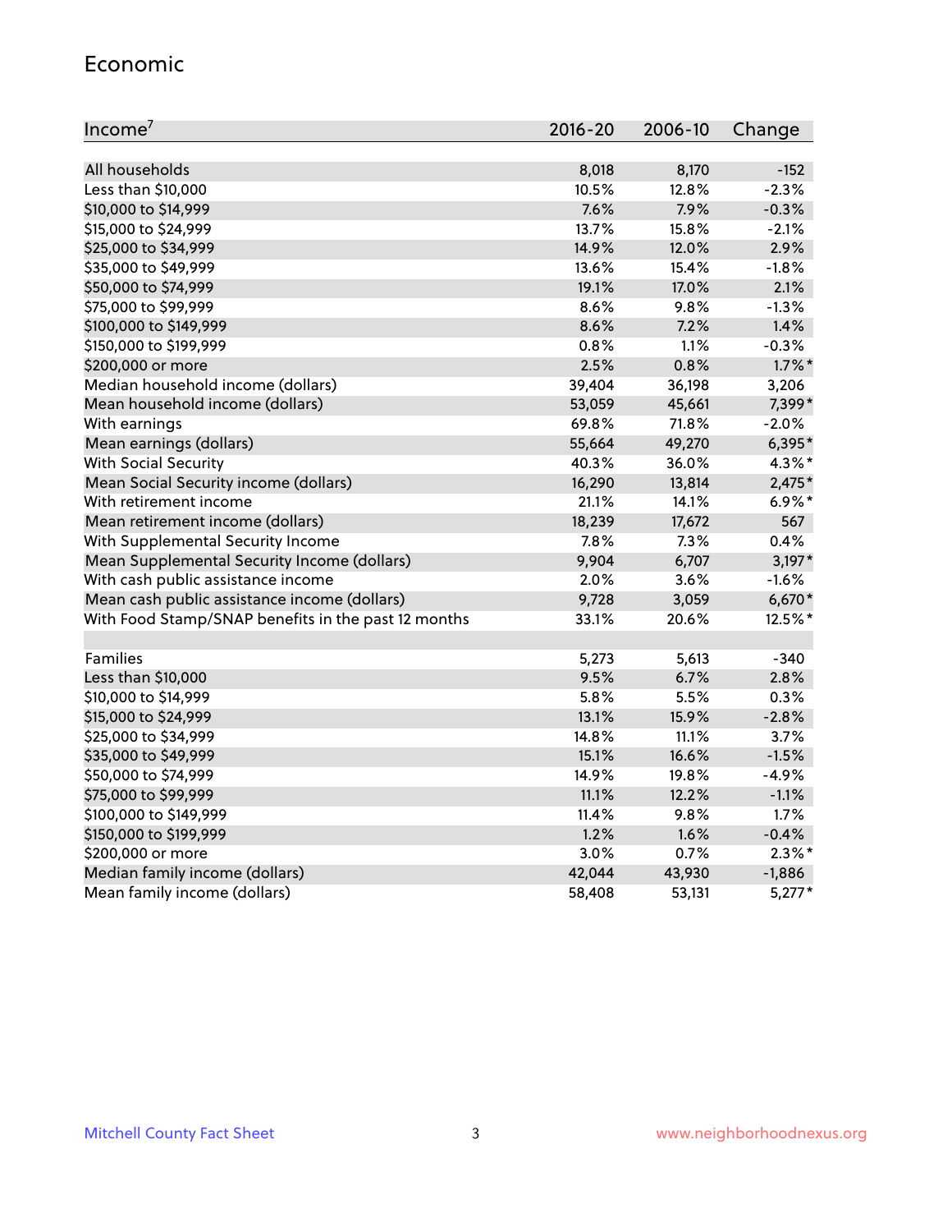## Economic

| Income[7] | 2016-20 | 2006-10 | Change |
|---|---|---|---|
| All households | 8,018 | 8,170 | -152 |
| Less than $10,000 | 10.5% | 12.8% | -2.3% |
| $10,000 to $14,999 | 7.6% | 7.9% | -0.3% |
| $15,000 to $24,999 | 13.7% | 15.8% | -2.1% |
| $25,000 to $34,999 | 14.9% | 12.0% | 2.9% |
| $35,000 to $49,999 | 13.6% | 15.4% | -1.8% |
| $50,000 to $74,999 | 19.1% | 17.0% | 2.1% |
| $75,000 to $99,999 | 8.6% | 9.8% | -1.3% |
| $100,000 to $149,999 | 8.6% | 7.2% | 1.4% |
| $150,000 to $199,999 | 0.8% | 1.1% | -0.3% |
| $200,000 or more | 2.5% | 0.8% | 1.7%* |
| Median household income (dollars) | 39,404 | 36,198 | 3,206 |
| Mean household income (dollars) | 53,059 | 45,661 | 7,399* |
| With earnings | 69.8% | 71.8% | -2.0% |
| Mean earnings (dollars) | 55,664 | 49,270 | 6,395* |
| With Social Security | 40.3% | 36.0% | 4.3%* |
| Mean Social Security income (dollars) | 16,290 | 13,814 | 2,475* |
| With retirement income | 21.1% | 14.1% | 6.9%* |
| Mean retirement income (dollars) | 18,239 | 17,672 | 567 |
| With Supplemental Security Income | 7.8% | 7.3% | 0.4% |
| Mean Supplemental Security Income (dollars) | 9,904 | 6,707 | 3,197* |
| With cash public assistance income | 2.0% | 3.6% | -1.6% |
| Mean cash public assistance income (dollars) | 9,728 | 3,059 | 6,670* |
| With Food Stamp/SNAP benefits in the past 12 months | 33.1% | 20.6% | 12.5%* |
| | | | |
| Families | 5,273 | 5,613 | -340 |
| Less than $10,000 | 9.5% | 6.7% | 2.8% |
| $10,000 to $14,999 | 5.8% | 5.5% | 0.3% |
| $15,000 to $24,999 | 13.1% | 15.9% | -2.8% |
| $25,000 to $34,999 | 14.8% | 11.1% | 3.7% |
| $35,000 to $49,999 | 15.1% | 16.6% | -1.5% |
| $50,000 to $74,999 | 14.9% | 19.8% | -4.9% |
| $75,000 to $99,999 | 11.1% | 12.2% | -1.1% |
| $100,000 to $149,999 | 11.4% | 9.8% | 1.7% |
| $150,000 to $199,999 | 1.2% | 1.6% | -0.4% |
| $200,000 or more | 3.0% | 0.7% | 2.3%* |
| Median family income (dollars) | 42,044 | 43,930 | -1,886 |
| Mean family income (dollars) | 58,408 | 53,131 | 5,277* |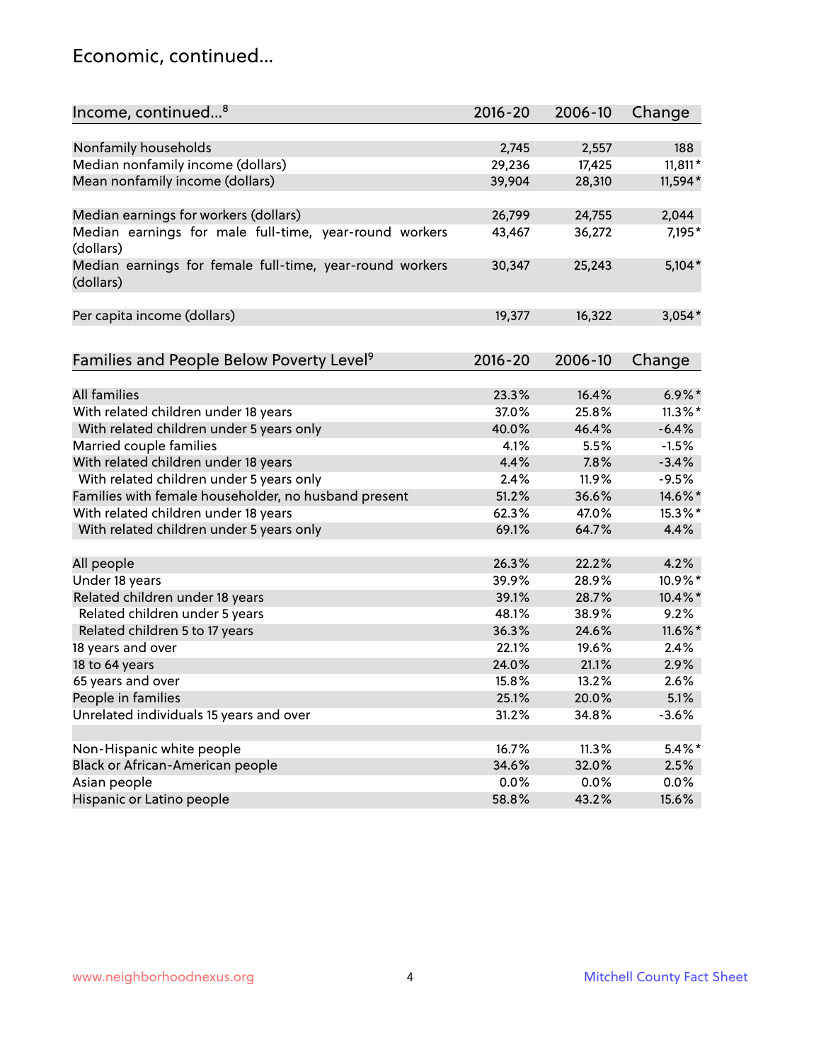## Economic, continued...

| Income, continued...[8] | 2016-20 | 2006-10 | Change |
|---|---|---|---|
| Nonfamily households | 2,745 | 2,557 | 188 |
| Median nonfamily income (dollars) | 29,236 | 17,425 | 11,811* |
| Mean nonfamily income (dollars) | 39,904 | 28,310 | 11,594* |
| Median earnings for workers (dollars) | 26,799 | 24,755 | 2,044 |
| Median earnings for male full-time, year-round workers (dollars) | 43,467 | 36,272 | 7,195* |
| Median earnings for female full-time, year-round workers (dollars) | 30,347 | 25,243 | 5,104* |
| Per capita income (dollars) | 19,377 | 16,322 | 3,054* |

| Families and People Below Poverty Level[9] | 2016-20 | 2006-10 | Change |
|---|---|---|---|
| All families | 23.3% | 16.4% | 6.9%* |
| With related children under 18 years | 37.0% | 25.8% | 11.3%* |
| With related children under 5 years only | 40.0% | 46.4% | -6.4% |
| Married couple families | 4.1% | 5.5% | -1.5% |
| With related children under 18 years | 4.4% | 7.8% | -3.4% |
| With related children under 5 years only | 2.4% | 11.9% | -9.5% |
| Families with female householder, no husband present | 51.2% | 36.6% | 14.6%* |
| With related children under 18 years | 62.3% | 47.0% | 15.3%* |
| With related children under 5 years only | 69.1% | 64.7% | 4.4% |
| All people | 26.3% | 22.2% | 4.2% |
| Under 18 years | 39.9% | 28.9% | 10.9%* |
| Related children under 18 years | 39.1% | 28.7% | 10.4%* |
| Related children under 5 years | 48.1% | 38.9% | 9.2% |
| Related children 5 to 17 years | 36.3% | 24.6% | 11.6%* |
| 18 years and over | 22.1% | 19.6% | 2.4% |
| 18 to 64 years | 24.0% | 21.1% | 2.9% |
| 65 years and over | 15.8% | 13.2% | 2.6% |
| People in families | 25.1% | 20.0% | 5.1% |
| Unrelated individuals 15 years and over | 31.2% | 34.8% | -3.6% |
| Non-Hispanic white people | 16.7% | 11.3% | 5.4%* |
| Black or African-American people | 34.6% | 32.0% | 2.5% |
| Asian people | 0.0% | 0.0% | 0.0% |
| Hispanic or Latino people | 58.8% | 43.2% | 15.6% |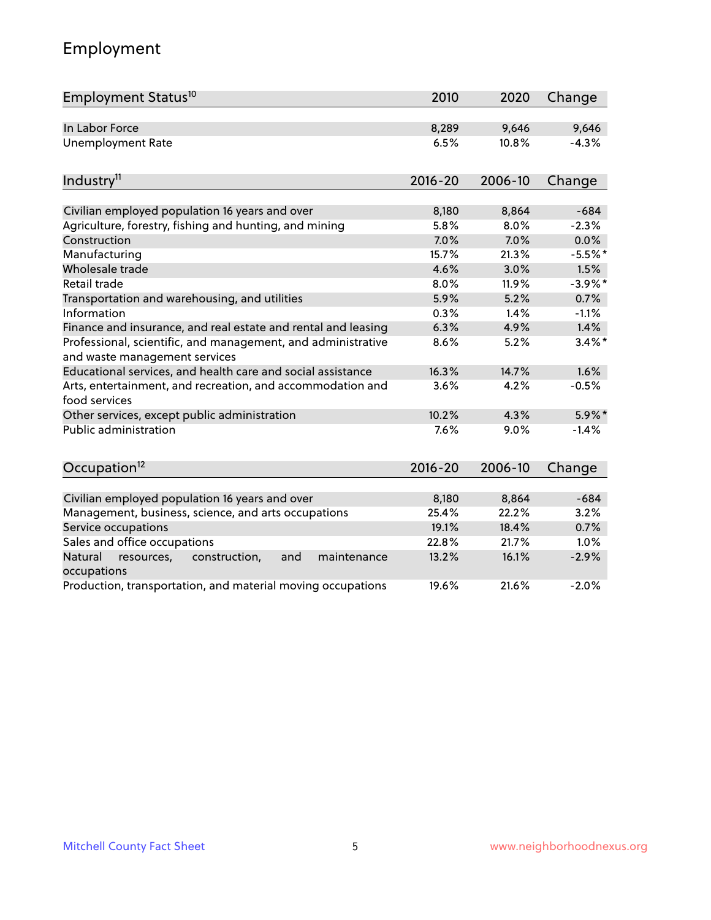# Employment

| Employment Status[10] | 2010 | 2020 | Change |
|---|---|---|---|
| In Labor Force | 8,289 | 9,646 | 9,646 |
| Unemployment Rate | 6.5% | 10.8% | -4.3% |

| Industry[11] | 2016-20 | 2006-10 | Change |
|---|---|---|---|
| Civilian employed population 16 years and over | 8,180 | 8,864 | -684 |
| Agriculture, forestry, fishing and hunting, and mining | 5.8% | 8.0% | -2.3% |
| Construction | 7.0% | 7.0% | 0.0% |
| Manufacturing | 15.7% | 21.3% | -5.5%* |
| Wholesale trade | 4.6% | 3.0% | 1.5% |
| Retail trade | 8.0% | 11.9% | -3.9%* |
| Transportation and warehousing, and utilities | 5.9% | 5.2% | 0.7% |
| Information | 0.3% | 1.4% | -1.1% |
| Finance and insurance, and real estate and rental and leasing | 6.3% | 4.9% | 1.4% |
| Professional, scientific, and management, and administrative and waste management services | 8.6% | 5.2% | 3.4%* |
| Educational services, and health care and social assistance | 16.3% | 14.7% | 1.6% |
| Arts, entertainment, and recreation, and accommodation and food services | 3.6% | 4.2% | -0.5% |
| Other services, except public administration | 10.2% | 4.3% | 5.9%* |
| Public administration | 7.6% | 9.0% | -1.4% |

| Occupation[12] | 2016-20 | 2006-10 | Change |
|---|---|---|---|
| Civilian employed population 16 years and over | 8,180 | 8,864 | -684 |
| Management, business, science, and arts occupations | 25.4% | 22.2% | 3.2% |
| Service occupations | 19.1% | 18.4% | 0.7% |
| Sales and office occupations | 22.8% | 21.7% | 1.0% |
| Natural resources, construction, and maintenance occupations | 13.2% | 16.1% | -2.9% |
| Production, transportation, and material moving occupations | 19.6% | 21.6% | -2.0% |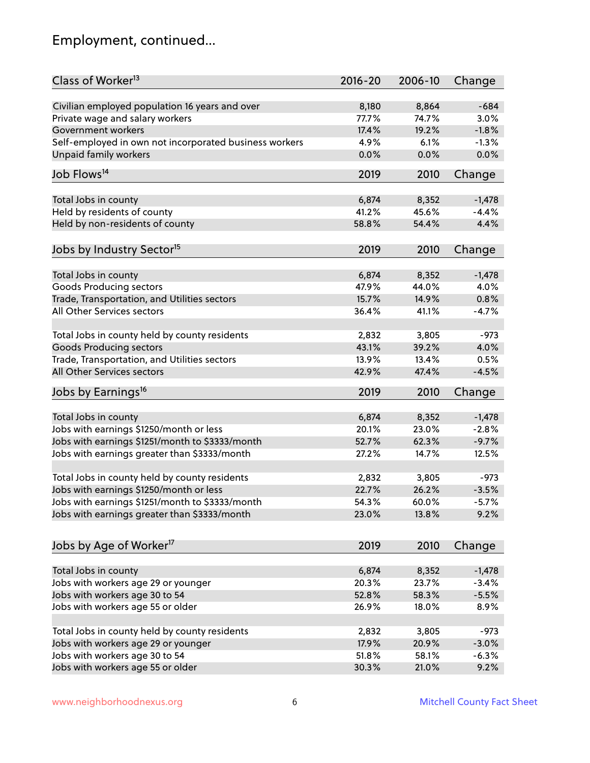# Employment, continued...

| Class of Worker[13] | 2016-20 | 2006-10 | Change |
|---|---|---|---|
| Civilian employed population 16 years and over | 8,180 | 8,864 | -684 |
| Private wage and salary workers | 77.7% | 74.7% | 3.0% |
| Government workers | 17.4% | 19.2% | -1.8% |
| Self-employed in own not incorporated business workers | 4.9% | 6.1% | -1.3% |
| Unpaid family workers | 0.0% | 0.0% | 0.0% |

| Job Flows[14] | 2019 | 2010 | Change |
|---|---|---|---|
| Total Jobs in county | 6,874 | 8,352 | -1,478 |
| Held by residents of county | 41.2% | 45.6% | -4.4% |
| Held by non-residents of county | 58.8% | 54.4% | 4.4% |

| Jobs by Industry Sector[15] | 2019 | 2010 | Change |
|---|---|---|---|
| Total Jobs in county | 6,874 | 8,352 | -1,478 |
| Goods Producing sectors | 47.9% | 44.0% | 4.0% |
| Trade, Transportation, and Utilities sectors | 15.7% | 14.9% | 0.8% |
| All Other Services sectors | 36.4% | 41.1% | -4.7% |
| | | | |
| Total Jobs in county held by county residents | 2,832 | 3,805 | -973 |
| Goods Producing sectors | 43.1% | 39.2% | 4.0% |
| Trade, Transportation, and Utilities sectors | 13.9% | 13.4% | 0.5% |
| All Other Services sectors | 42.9% | 47.4% | -4.5% |

| Jobs by Earnings[16] | 2019 | 2010 | Change |
|---|---|---|---|
| Total Jobs in county | 6,874 | 8,352 | -1,478 |
| Jobs with earnings $1250/month or less | 20.1% | 23.0% | -2.8% |
| Jobs with earnings $1251/month to $3333/month | 52.7% | 62.3% | -9.7% |
| Jobs with earnings greater than $3333/month | 27.2% | 14.7% | 12.5% |
| | | | |
| Total Jobs in county held by county residents | 2,832 | 3,805 | -973 |
| Jobs with earnings $1250/month or less | 22.7% | 26.2% | -3.5% |
| Jobs with earnings $1251/month to $3333/month | 54.3% | 60.0% | -5.7% |
| Jobs with earnings greater than $3333/month | 23.0% | 13.8% | 9.2% |

| Jobs by Age of Worker[17] | 2019 | 2010 | Change |
|---|---|---|---|
| Total Jobs in county | 6,874 | 8,352 | -1,478 |
| Jobs with workers age 29 or younger | 20.3% | 23.7% | -3.4% |
| Jobs with workers age 30 to 54 | 52.8% | 58.3% | -5.5% |
| Jobs with workers age 55 or older | 26.9% | 18.0% | 8.9% |
| | | | |
| Total Jobs in county held by county residents | 2,832 | 3,805 | -973 |
| Jobs with workers age 29 or younger | 17.9% | 20.9% | -3.0% |
| Jobs with workers age 30 to 54 | 51.8% | 58.1% | -6.3% |
| Jobs with workers age 55 or older | 30.3% | 21.0% | 9.2% |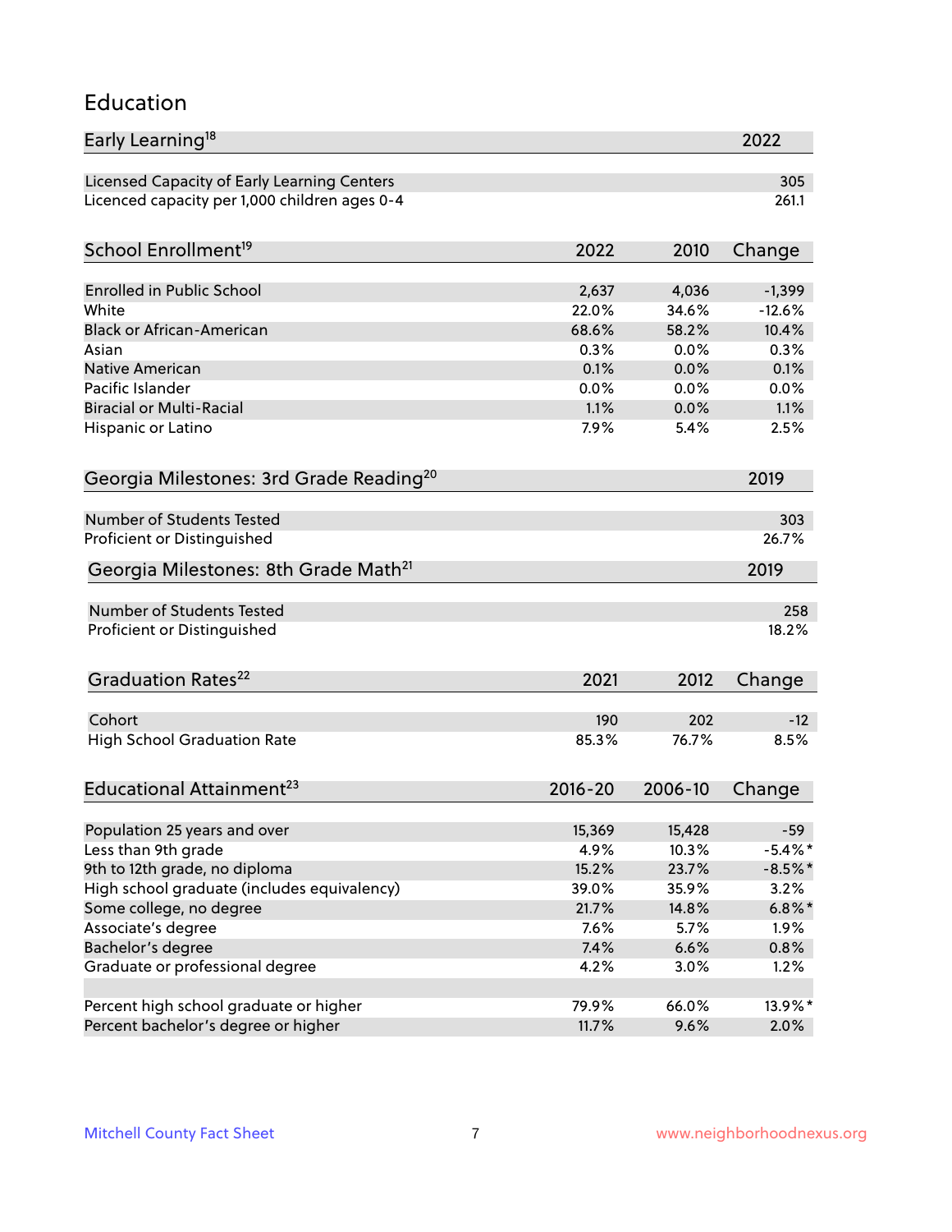# Education

| Early Learning[18] | 2022 |
|---|---|
| Licensed Capacity of Early Learning Centers | 305 |
| Licenced capacity per 1,000 children ages 0-4 | 261.1 |

| School Enrollment[19] | 2022 | 2010 | Change |
|---|---|---|---|
| Enrolled in Public School | 2,637 | 4,036 | -1,399 |
| White | 22.0% | 34.6% | -12.6% |
| Black or African-American | 68.6% | 58.2% | 10.4% |
| Asian | 0.3% | 0.0% | 0.3% |
| Native American | 0.1% | 0.0% | 0.1% |
| Pacific Islander | 0.0% | 0.0% | 0.0% |
| Biracial or Multi-Racial | 1.1% | 0.0% | 1.1% |
| Hispanic or Latino | 7.9% | 5.4% | 2.5% |

| Georgia Milestones: 3rd Grade Reading[20] | 2019 |
|---|---|
| Number of Students Tested | 303 |
| Proficient or Distinguished | 26.7% |

| Georgia Milestones: 8th Grade Math[21] | 2019 |
|---|---|
| Number of Students Tested | 258 |
| Proficient or Distinguished | 18.2% |

| Graduation Rates[22] | 2021 | 2012 | Change |
|---|---|---|---|
| Cohort | 190 | 202 | -12 |
| High School Graduation Rate | 85.3% | 76.7% | 8.5% |

| Educational Attainment[23] | 2016-20 | 2006-10 | Change |
|---|---|---|---|
| Population 25 years and over | 15,369 | 15,428 | -59 |
| Less than 9th grade | 4.9% | 10.3% | -5.4%* |
| 9th to 12th grade, no diploma | 15.2% | 23.7% | -8.5%* |
| High school graduate (includes equivalency) | 39.0% | 35.9% | 3.2% |
| Some college, no degree | 21.7% | 14.8% | 6.8%* |
| Associate's degree | 7.6% | 5.7% | 1.9% |
| Bachelor's degree | 7.4% | 6.6% | 0.8% |
| Graduate or professional degree | 4.2% | 3.0% | 1.2% |
| | | | |
| Percent high school graduate or higher | 79.9% | 66.0% | 13.9%* |
| Percent bachelor's degree or higher | 11.7% | 9.6% | 2.0% |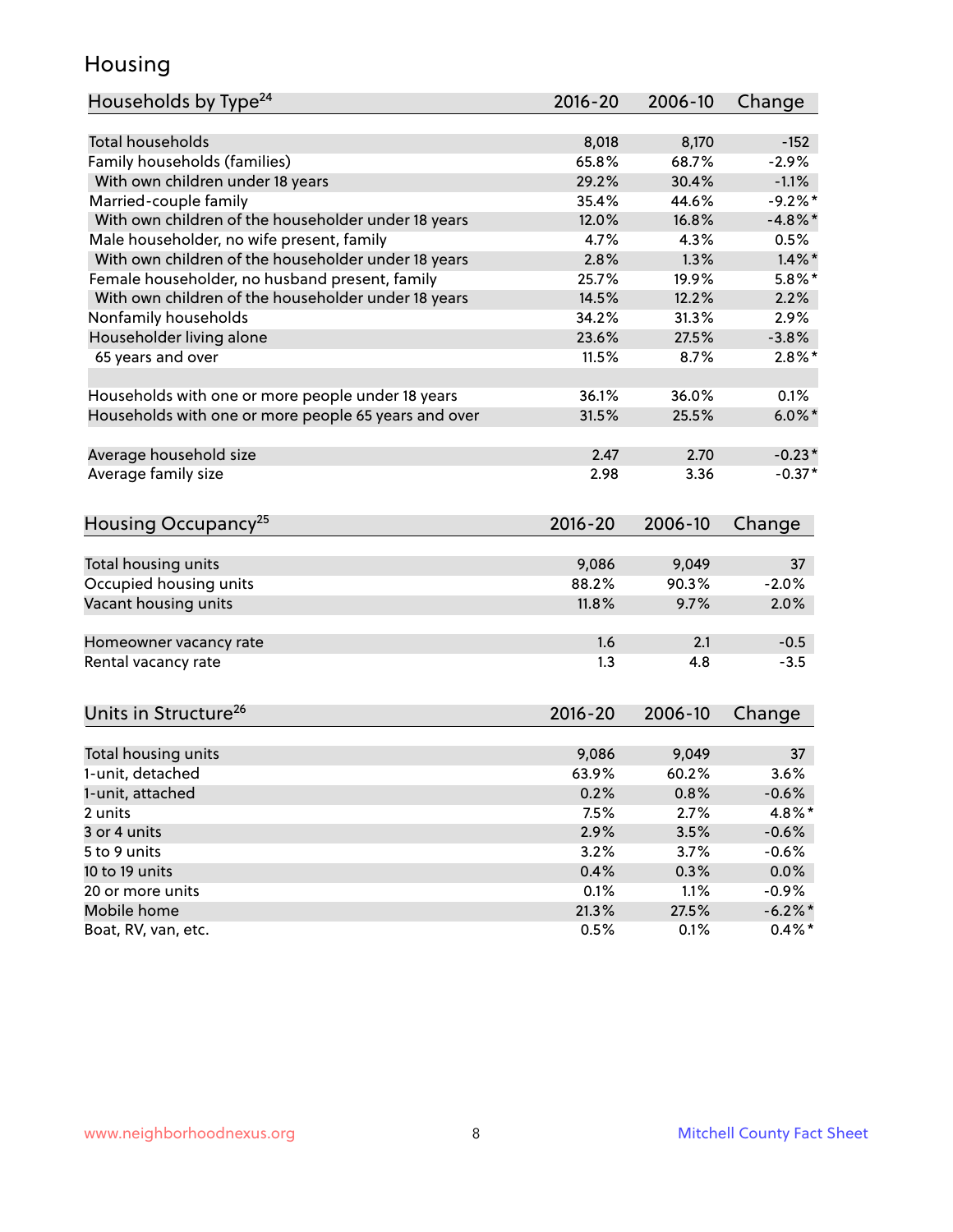## Housing

| Households by Type[24] | 2016-20 | 2006-10 | Change |
|---|---|---|---|
| Total households | 8,018 | 8,170 | -152 |
| Family households (families) | 65.8% | 68.7% | -2.9% |
| With own children under 18 years | 29.2% | 30.4% | -1.1% |
| Married-couple family | 35.4% | 44.6% | -9.2%* |
| With own children of the householder under 18 years | 12.0% | 16.8% | -4.8%* |
| Male householder, no wife present, family | 4.7% | 4.3% | 0.5% |
| With own children of the householder under 18 years | 2.8% | 1.3% | 1.4%* |
| Female householder, no husband present, family | 25.7% | 19.9% | 5.8%* |
| With own children of the householder under 18 years | 14.5% | 12.2% | 2.2% |
| Nonfamily households | 34.2% | 31.3% | 2.9% |
| Householder living alone | 23.6% | 27.5% | -3.8% |
| 65 years and over | 11.5% | 8.7% | 2.8%* |
| | | | |
| Households with one or more people under 18 years | 36.1% | 36.0% | 0.1% |
| Households with one or more people 65 years and over | 31.5% | 25.5% | 6.0%* |
| | | | |
| Average household size | 2.47 | 2.70 | -0.23* |
| Average family size | 2.98 | 3.36 | -0.37* |

| Housing Occupancy[25] | 2016-20 | 2006-10 | Change |
|---|---|---|---|
| Total housing units | 9,086 | 9,049 | 37 |
| Occupied housing units | 88.2% | 90.3% | -2.0% |
| Vacant housing units | 11.8% | 9.7% | 2.0% |
| | | | |
| Homeowner vacancy rate | 1.6 | 2.1 | -0.5 |
| Rental vacancy rate | 1.3 | 4.8 | -3.5 |

| Units in Structure[26] | 2016-20 | 2006-10 | Change |
|---|---|---|---|
| Total housing units | 9,086 | 9,049 | 37 |
| 1-unit, detached | 63.9% | 60.2% | 3.6% |
| 1-unit, attached | 0.2% | 0.8% | -0.6% |
| 2 units | 7.5% | 2.7% | 4.8%* |
| 3 or 4 units | 2.9% | 3.5% | -0.6% |
| 5 to 9 units | 3.2% | 3.7% | -0.6% |
| 10 to 19 units | 0.4% | 0.3% | 0.0% |
| 20 or more units | 0.1% | 1.1% | -0.9% |
| Mobile home | 21.3% | 27.5% | -6.2%* |
| Boat, RV, van, etc. | 0.5% | 0.1% | 0.4%* |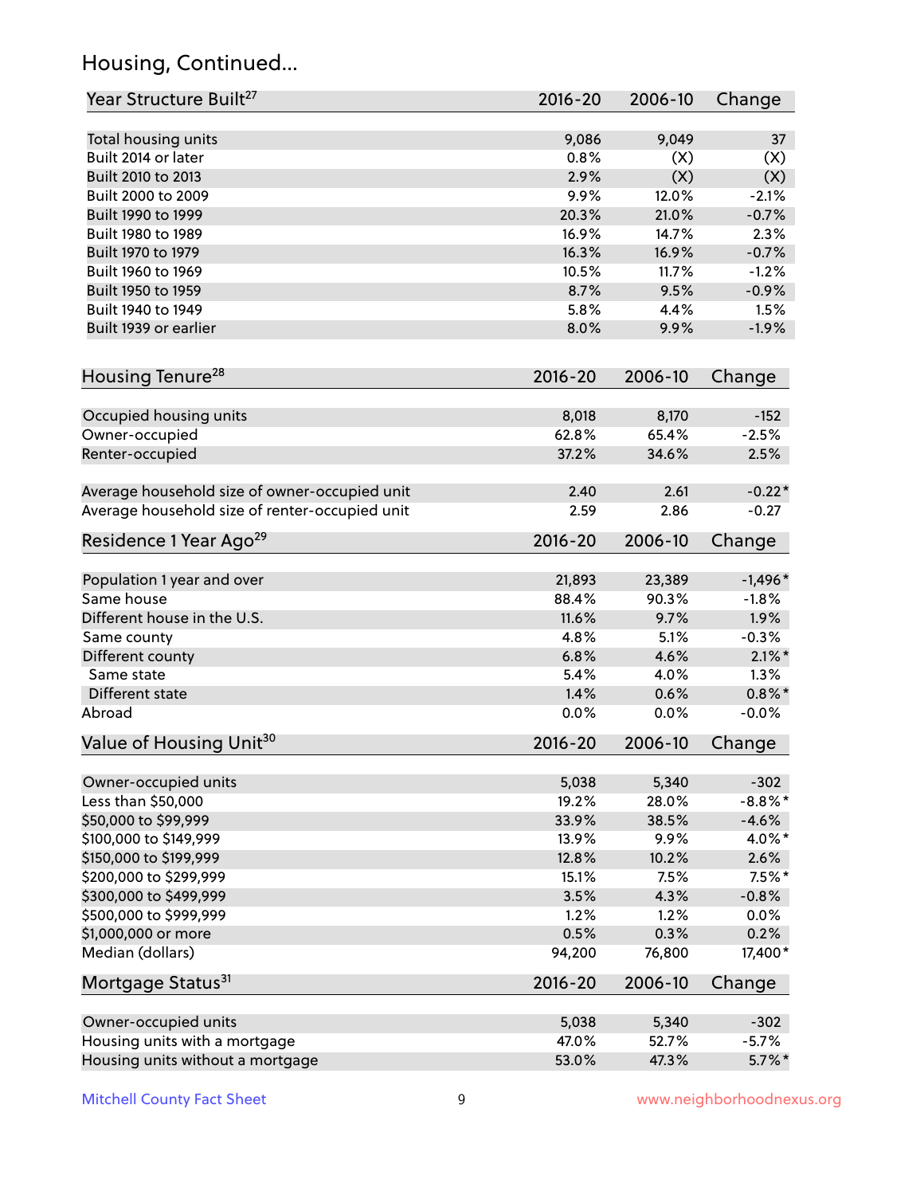## Housing, Continued...

| Year Structure Built[27] | 2016-20 | 2006-10 | Change |
|---|---|---|---|
| Total housing units | 9,086 | 9,049 | 37 |
| Built 2014 or later | 0.8% | (X) | (X) |
| Built 2010 to 2013 | 2.9% | (X) | (X) |
| Built 2000 to 2009 | 9.9% | 12.0% | -2.1% |
| Built 1990 to 1999 | 20.3% | 21.0% | -0.7% |
| Built 1980 to 1989 | 16.9% | 14.7% | 2.3% |
| Built 1970 to 1979 | 16.3% | 16.9% | -0.7% |
| Built 1960 to 1969 | 10.5% | 11.7% | -1.2% |
| Built 1950 to 1959 | 8.7% | 9.5% | -0.9% |
| Built 1940 to 1949 | 5.8% | 4.4% | 1.5% |
| Built 1939 or earlier | 8.0% | 9.9% | -1.9% |

| Housing Tenure[28] | 2016-20 | 2006-10 | Change |
|---|---|---|---|
| Occupied housing units | 8,018 | 8,170 | -152 |
| Owner-occupied | 62.8% | 65.4% | -2.5% |
| Renter-occupied | 37.2% | 34.6% | 2.5% |
| Average household size of owner-occupied unit | 2.40 | 2.61 | -0.22* |
| Average household size of renter-occupied unit | 2.59 | 2.86 | -0.27 |

| Residence 1 Year Ago[29] | 2016-20 | 2006-10 | Change |
|---|---|---|---|
| Population 1 year and over | 21,893 | 23,389 | -1,496* |
| Same house | 88.4% | 90.3% | -1.8% |
| Different house in the U.S. | 11.6% | 9.7% | 1.9% |
| Same county | 4.8% | 5.1% | -0.3% |
| Different county | 6.8% | 4.6% | 2.1%* |
| Same state | 5.4% | 4.0% | 1.3% |
| Different state | 1.4% | 0.6% | 0.8%* |
| Abroad | 0.0% | 0.0% | -0.0% |

| Value of Housing Unit[30] | 2016-20 | 2006-10 | Change |
|---|---|---|---|
| Owner-occupied units | 5,038 | 5,340 | -302 |
| Less than $50,000 | 19.2% | 28.0% | -8.8%* |
| $50,000 to $99,999 | 33.9% | 38.5% | -4.6% |
| $100,000 to $149,999 | 13.9% | 9.9% | 4.0%* |
| $150,000 to $199,999 | 12.8% | 10.2% | 2.6% |
| $200,000 to $299,999 | 15.1% | 7.5% | 7.5%* |
| $300,000 to $499,999 | 3.5% | 4.3% | -0.8% |
| $500,000 to $999,999 | 1.2% | 1.2% | 0.0% |
| $1,000,000 or more | 0.5% | 0.3% | 0.2% |
| Median (dollars) | 94,200 | 76,800 | 17,400* |

| Mortgage Status[31] | 2016-20 | 2006-10 | Change |
|---|---|---|---|
| Owner-occupied units | 5,038 | 5,340 | -302 |
| Housing units with a mortgage | 47.0% | 52.7% | -5.7% |
| Housing units without a mortgage | 53.0% | 47.3% | 5.7%* |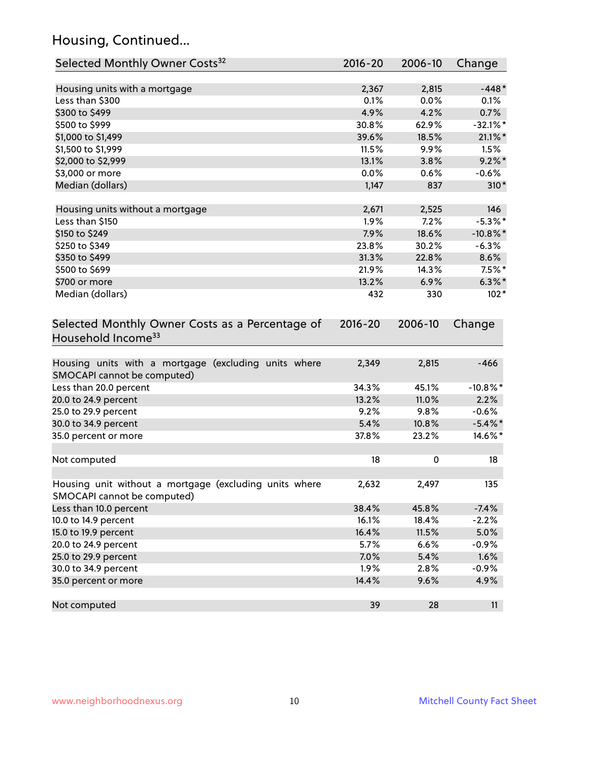## Housing, Continued...

| Selected Monthly Owner Costs[32] | 2016-20 | 2006-10 | Change |
|---|---|---|---|
| Housing units with a mortgage | 2,367 | 2,815 | -448* |
| Less than $300 | 0.1% | 0.0% | 0.1% |
| $300 to $499 | 4.9% | 4.2% | 0.7% |
| $500 to $999 | 30.8% | 62.9% | -32.1%* |
| $1,000 to $1,499 | 39.6% | 18.5% | 21.1%* |
| $1,500 to $1,999 | 11.5% | 9.9% | 1.5% |
| $2,000 to $2,999 | 13.1% | 3.8% | 9.2%* |
| $3,000 or more | 0.0% | 0.6% | -0.6% |
| Median (dollars) | 1,147 | 837 | 310* |
| | | | |
| Housing units without a mortgage | 2,671 | 2,525 | 146 |
| Less than $150 | 1.9% | 7.2% | -5.3%* |
| $150 to $249 | 7.9% | 18.6% | -10.8%* |
| $250 to $349 | 23.8% | 30.2% | -6.3% |
| $350 to $499 | 31.3% | 22.8% | 8.6% |
| $500 to $699 | 21.9% | 14.3% | 7.5%* |
| $700 or more | 13.2% | 6.9% | 6.3%* |
| Median (dollars) | 432 | 330 | 102* |

| Selected Monthly Owner Costs as a Percentage of Household Income[33] | 2016-20 | 2006-10 | Change |
|---|---|---|---|
| Housing units with a mortgage (excluding units where SMOCAPI cannot be computed) | 2,349 | 2,815 | -466 |
| Less than 20.0 percent | 34.3% | 45.1% | -10.8%* |
| 20.0 to 24.9 percent | 13.2% | 11.0% | 2.2% |
| 25.0 to 29.9 percent | 9.2% | 9.8% | -0.6% |
| 30.0 to 34.9 percent | 5.4% | 10.8% | -5.4%* |
| 35.0 percent or more | 37.8% | 23.2% | 14.6%* |
| | | | |
| Not computed | 18 | 0 | 18 |
| | | | |
| Housing unit without a mortgage (excluding units where SMOCAPI cannot be computed) | 2,632 | 2,497 | 135 |
| Less than 10.0 percent | 38.4% | 45.8% | -7.4% |
| 10.0 to 14.9 percent | 16.1% | 18.4% | -2.2% |
| 15.0 to 19.9 percent | 16.4% | 11.5% | 5.0% |
| 20.0 to 24.9 percent | 5.7% | 6.6% | -0.9% |
| 25.0 to 29.9 percent | 7.0% | 5.4% | 1.6% |
| 30.0 to 34.9 percent | 1.9% | 2.8% | -0.9% |
| 35.0 percent or more | 14.4% | 9.6% | 4.9% |
| | | | |
| Not computed | 39 | 28 | 11 |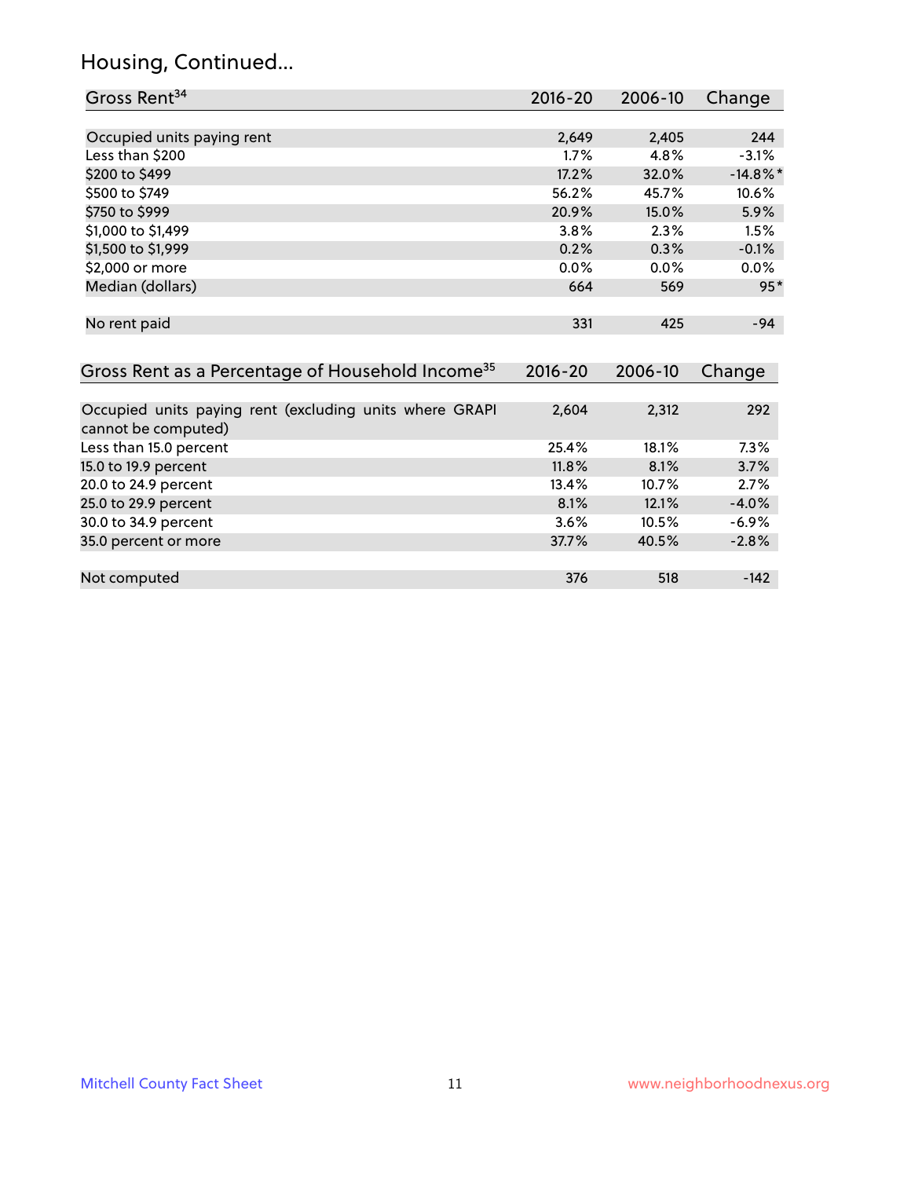## Housing, Continued...

| Gross Rent[34] | 2016-20 | 2006-10 | Change |
|---|---|---|---|
| Occupied units paying rent | 2,649 | 2,405 | 244 |
| Less than $200 | 1.7% | 4.8% | -3.1% |
| $200 to $499 | 17.2% | 32.0% | -14.8%* |
| $500 to $749 | 56.2% | 45.7% | 10.6% |
| $750 to $999 | 20.9% | 15.0% | 5.9% |
| $1,000 to $1,499 | 3.8% | 2.3% | 1.5% |
| $1,500 to $1,999 | 0.2% | 0.3% | -0.1% |
| $2,000 or more | 0.0% | 0.0% | 0.0% |
| Median (dollars) | 664 | 569 | 95* |
| No rent paid | 331 | 425 | -94 |

| Gross Rent as a Percentage of Household Income[35] | 2016-20 | 2006-10 | Change |
|---|---|---|---|
| Occupied units paying rent (excluding units where GRAPI cannot be computed) | 2,604 | 2,312 | 292 |
| Less than 15.0 percent | 25.4% | 18.1% | 7.3% |
| 15.0 to 19.9 percent | 11.8% | 8.1% | 3.7% |
| 20.0 to 24.9 percent | 13.4% | 10.7% | 2.7% |
| 25.0 to 29.9 percent | 8.1% | 12.1% | -4.0% |
| 30.0 to 34.9 percent | 3.6% | 10.5% | -6.9% |
| 35.0 percent or more | 37.7% | 40.5% | -2.8% |
| Not computed | 376 | 518 | -142 |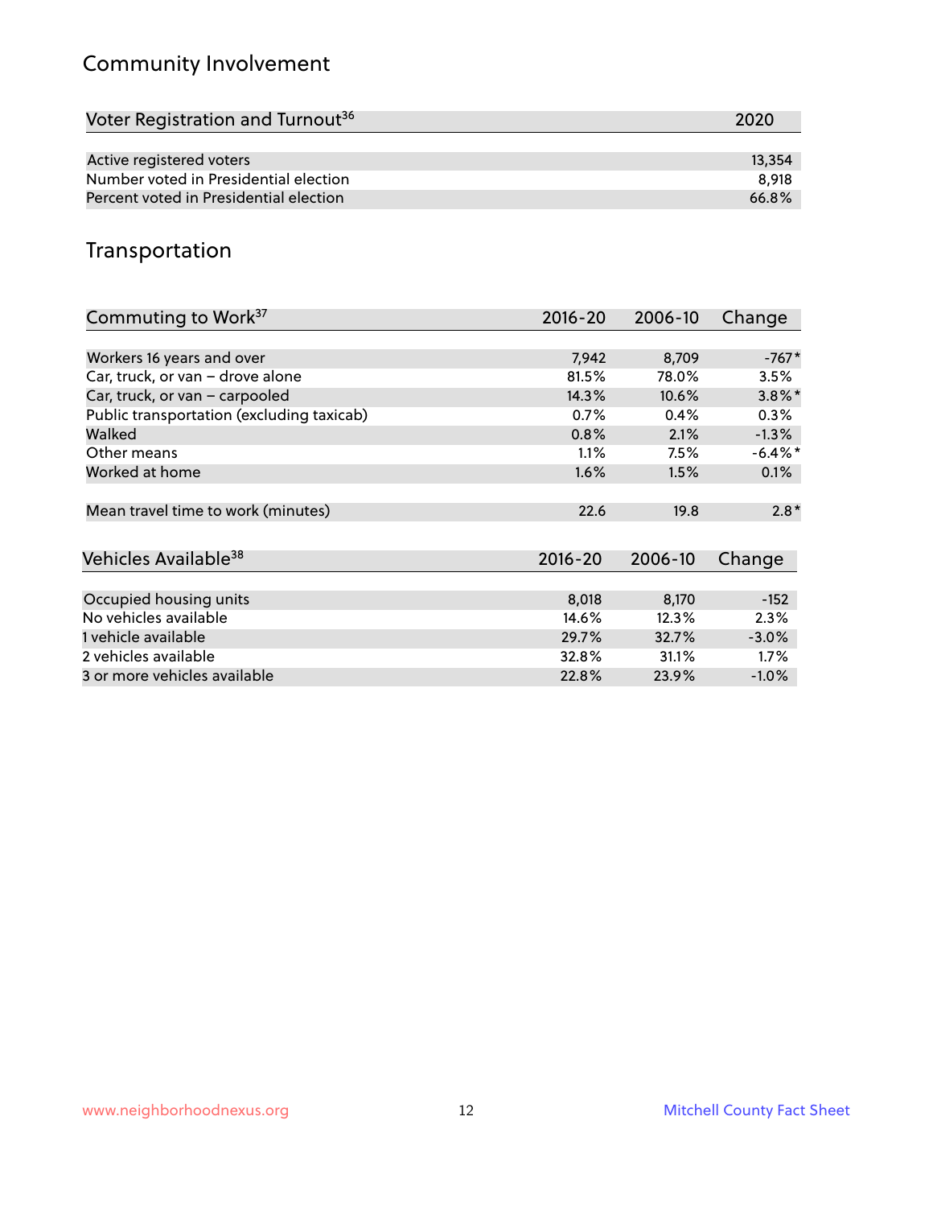## Community Involvement

| Voter Registration and Turnout[36] | 2020 |
|---|---|
| Active registered voters | 13,354 |
| Number voted in Presidential election | 8,918 |
| Percent voted in Presidential election | 66.8% |

## Transportation

| Commuting to Work[37] | 2016-20 | 2006-10 | Change |
|---|---|---|---|
| Workers 16 years and over | 7,942 | 8,709 | -767* |
| Car, truck, or van – drove alone | 81.5% | 78.0% | 3.5% |
| Car, truck, or van – carpooled | 14.3% | 10.6% | 3.8%* |
| Public transportation (excluding taxicab) | 0.7% | 0.4% | 0.3% |
| Walked | 0.8% | 2.1% | -1.3% |
| Other means | 1.1% | 7.5% | -6.4%* |
| Worked at home | 1.6% | 1.5% | 0.1% |
| Mean travel time to work (minutes) | 22.6 | 19.8 | 2.8* |

| Vehicles Available[38] | 2016-20 | 2006-10 | Change |
|---|---|---|---|
| Occupied housing units | 8,018 | 8,170 | -152 |
| No vehicles available | 14.6% | 12.3% | 2.3% |
| 1 vehicle available | 29.7% | 32.7% | -3.0% |
| 2 vehicles available | 32.8% | 31.1% | 1.7% |
| 3 or more vehicles available | 22.8% | 23.9% | -1.0% |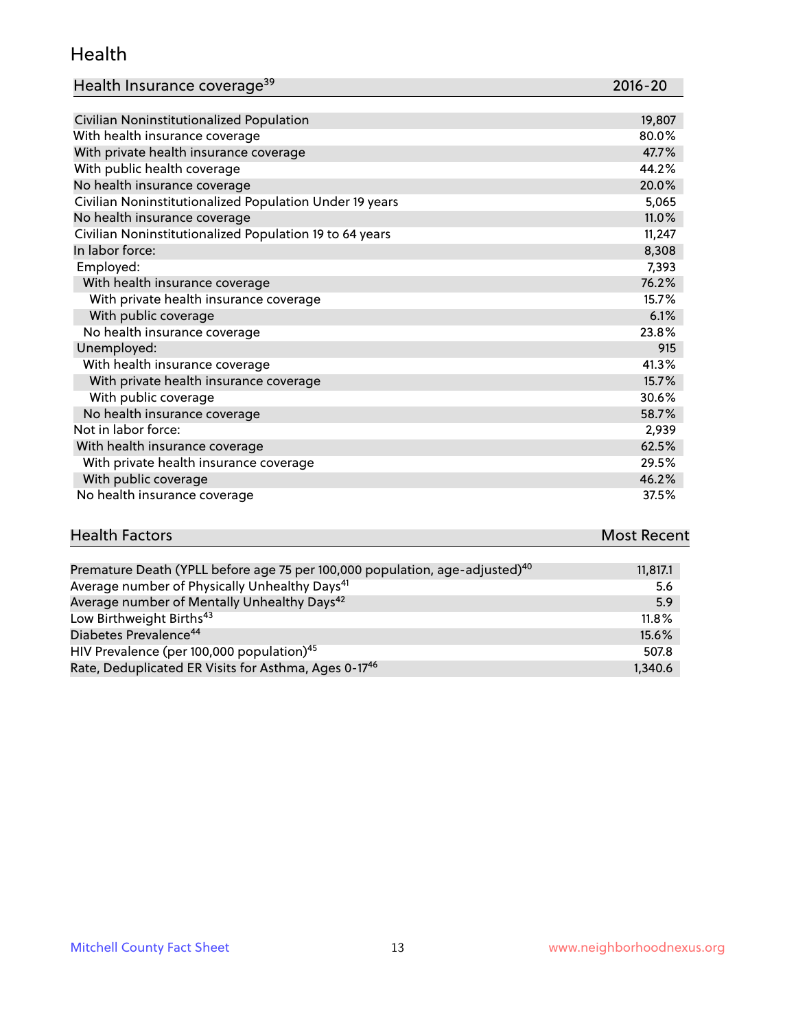## Health

| Health Insurance coverage[39] | 2016-20 |
| --- | --- |
| Civilian Noninstitutionalized Population | 19,807 |
| With health insurance coverage | 80.0% |
| With private health insurance coverage | 47.7% |
| With public health coverage | 44.2% |
| No health insurance coverage | 20.0% |
| Civilian Noninstitutionalized Population Under 19 years | 5,065 |
| No health insurance coverage | 11.0% |
| Civilian Noninstitutionalized Population 19 to 64 years | 11,247 |
| In labor force: | 8,308 |
| Employed: | 7,393 |
| With health insurance coverage | 76.2% |
| With private health insurance coverage | 15.7% |
| With public coverage | 6.1% |
| No health insurance coverage | 23.8% |
| Unemployed: | 915 |
| With health insurance coverage | 41.3% |
| With private health insurance coverage | 15.7% |
| With public coverage | 30.6% |
| No health insurance coverage | 58.7% |
| Not in labor force: | 2,939 |
| With health insurance coverage | 62.5% |
| With private health insurance coverage | 29.5% |
| With public coverage | 46.2% |
| No health insurance coverage | 37.5% |

| Health Factors | Most Recent |
| --- | --- |
| Premature Death (YPLL before age 75 per 100,000 population, age-adjusted)[40] | 11,817.1 |
| Average number of Physically Unhealthy Days[41] | 5.6 |
| Average number of Mentally Unhealthy Days[42] | 5.9 |
| Low Birthweight Births[43] | 11.8% |
| Diabetes Prevalence[44] | 15.6% |
| HIV Prevalence (per 100,000 population)[45] | 507.8 |
| Rate, Deduplicated ER Visits for Asthma, Ages 0-17[46] | 1,340.6 |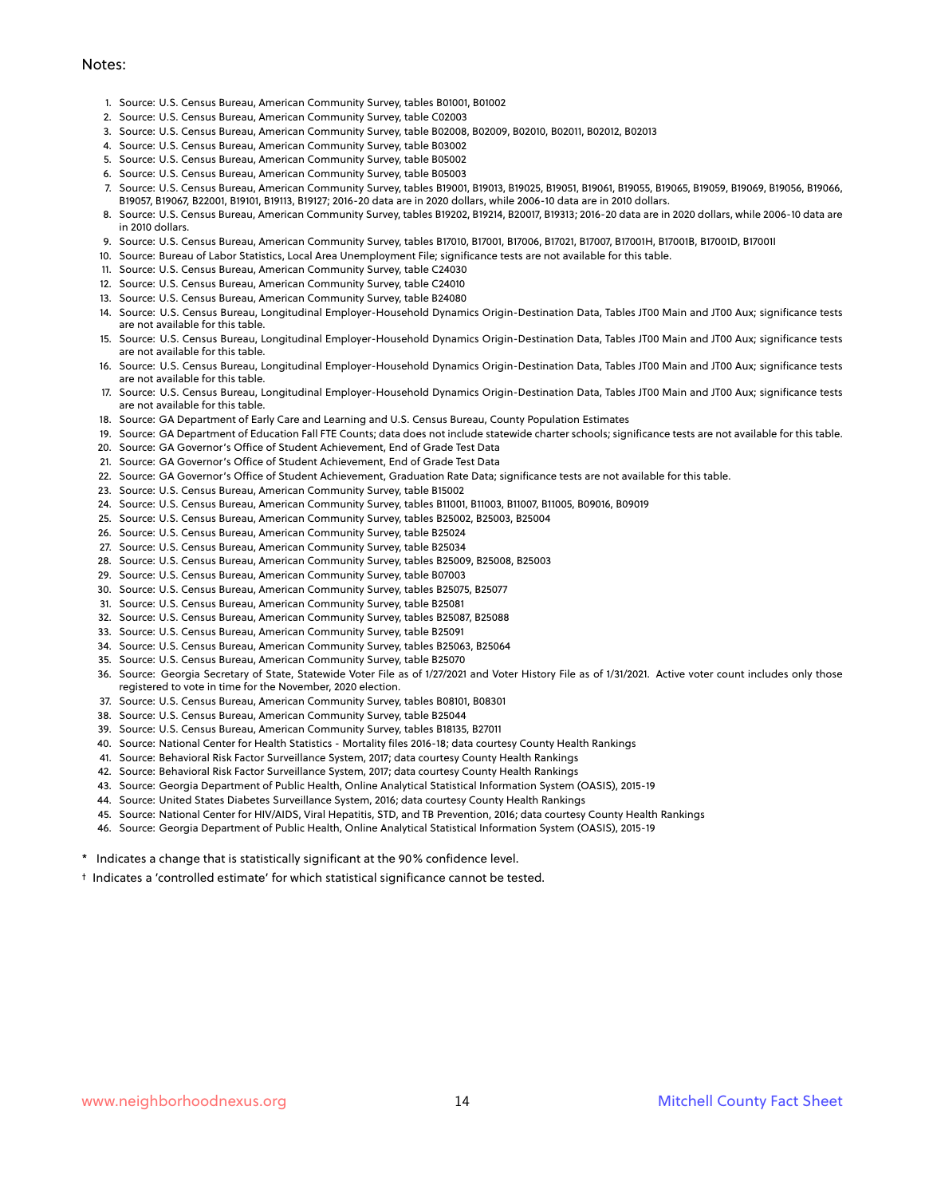Notes:

1. Source: U.S. Census Bureau, American Community Survey, tables B01001, B01002
2. Source: U.S. Census Bureau, American Community Survey, table C02003
3. Source: U.S. Census Bureau, American Community Survey, table B02008, B02009, B02010, B02011, B02012, B02013
4. Source: U.S. Census Bureau, American Community Survey, table B03002
5. Source: U.S. Census Bureau, American Community Survey, table B05002
6. Source: U.S. Census Bureau, American Community Survey, table B05003
7. Source: U.S. Census Bureau, American Community Survey, tables B19001, B19013, B19025, B19051, B19061, B19055, B19065, B19059, B19069, B19056, B19066, B19057, B19067, B22001, B19101, B19113, B19127; 2016-20 data are in 2020 dollars, while 2006-10 data are in 2010 dollars.
8. Source: U.S. Census Bureau, American Community Survey, tables B19202, B19214, B20017, B19313; 2016-20 data are in 2020 dollars, while 2006-10 data are in 2010 dollars.
9. Source: U.S. Census Bureau, American Community Survey, tables B17010, B17001, B17006, B17021, B17007, B17001H, B17001B, B17001D, B17001I
10. Source: Bureau of Labor Statistics, Local Area Unemployment File; significance tests are not available for this table.
11. Source: U.S. Census Bureau, American Community Survey, table C24030
12. Source: U.S. Census Bureau, American Community Survey, table C24010
13. Source: U.S. Census Bureau, American Community Survey, table B24080
14. Source: U.S. Census Bureau, Longitudinal Employer-Household Dynamics Origin-Destination Data, Tables JT00 Main and JT00 Aux; significance tests are not available for this table.
15. Source: U.S. Census Bureau, Longitudinal Employer-Household Dynamics Origin-Destination Data, Tables JT00 Main and JT00 Aux; significance tests are not available for this table.
16. Source: U.S. Census Bureau, Longitudinal Employer-Household Dynamics Origin-Destination Data, Tables JT00 Main and JT00 Aux; significance tests are not available for this table.
17. Source: U.S. Census Bureau, Longitudinal Employer-Household Dynamics Origin-Destination Data, Tables JT00 Main and JT00 Aux; significance tests are not available for this table.
18. Source: GA Department of Early Care and Learning and U.S. Census Bureau, County Population Estimates
19. Source: GA Department of Education Fall FTE Counts; data does not include statewide charter schools; significance tests are not available for this table.
20. Source: GA Governor's Office of Student Achievement, End of Grade Test Data
21. Source: GA Governor's Office of Student Achievement, End of Grade Test Data
22. Source: GA Governor's Office of Student Achievement, Graduation Rate Data; significance tests are not available for this table.
23. Source: U.S. Census Bureau, American Community Survey, table B15002
24. Source: U.S. Census Bureau, American Community Survey, tables B11001, B11003, B11007, B11005, B09016, B09019
25. Source: U.S. Census Bureau, American Community Survey, tables B25002, B25003, B25004
26. Source: U.S. Census Bureau, American Community Survey, table B25024
27. Source: U.S. Census Bureau, American Community Survey, table B25034
28. Source: U.S. Census Bureau, American Community Survey, tables B25009, B25008, B25003
29. Source: U.S. Census Bureau, American Community Survey, table B07003
30. Source: U.S. Census Bureau, American Community Survey, tables B25075, B25077
31. Source: U.S. Census Bureau, American Community Survey, table B25081
32. Source: U.S. Census Bureau, American Community Survey, tables B25087, B25088
33. Source: U.S. Census Bureau, American Community Survey, table B25091
34. Source: U.S. Census Bureau, American Community Survey, tables B25063, B25064
35. Source: U.S. Census Bureau, American Community Survey, table B25070
36. Source: Georgia Secretary of State, Statewide Voter File as of 1/27/2021 and Voter History File as of 1/31/2021. Active voter count includes only those registered to vote in time for the November, 2020 election.
37. Source: U.S. Census Bureau, American Community Survey, tables B08101, B08301
38. Source: U.S. Census Bureau, American Community Survey, table B25044
39. Source: U.S. Census Bureau, American Community Survey, tables B18135, B27011
40. Source: National Center for Health Statistics - Mortality files 2016-18; data courtesy County Health Rankings
41. Source: Behavioral Risk Factor Surveillance System, 2017; data courtesy County Health Rankings
42. Source: Behavioral Risk Factor Surveillance System, 2017; data courtesy County Health Rankings
43. Source: Georgia Department of Public Health, Online Analytical Statistical Information System (OASIS), 2015-19
44. Source: United States Diabetes Surveillance System, 2016; data courtesy County Health Rankings
45. Source: National Center for HIV/AIDS, Viral Hepatitis, STD, and TB Prevention, 2016; data courtesy County Health Rankings
46. Source: Georgia Department of Public Health, Online Analytical Statistical Information System (OASIS), 2015-19

\* Indicates a change that is statistically significant at the 90% confidence level.

† Indicates a 'controlled estimate' for which statistical significance cannot be tested.